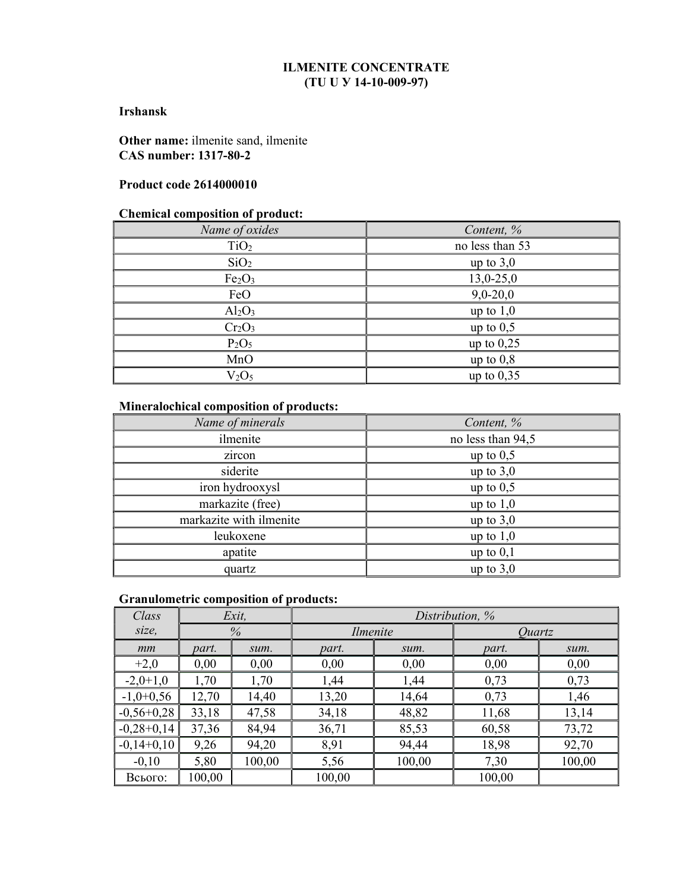# ILMENITE CONCENTRATE
## (TU U У 14-10-009-97)

**Irshansk**

**Other name:** ilmenite sand, ilmenite
**CAS number: 1317-80-2**

**Product code 2614000010**

**Chemical composition of product:**

| *Name of oxides* | *Content, %* |
|---|---|
| $TiO_2$ | no less than 53 |
| $SiO_2$ | up to 3,0 |
| $Fe_2O_3$ | 13,0-25,0 |
| FeO | 9,0-20,0 |
| $Al_2O_3$ | up to 1,0 |
| $Cr_2O_3$ | up to 0,5 |
| $P_2O_5$ | up to 0,25 |
| MnO | up to 0,8 |
| $V_2O_5$ | up to 0,35 |

**Mineralochical composition of products:**

| *Name of minerals* | *Content, %* |
|---|---|
| ilmenite | no less than 94,5 |
| zircon | up to 0,5 |
| siderite | up to 3,0 |
| iron hydrooxysl | up to 0,5 |
| markazite (free) | up to 1,0 |
| markazite with ilmenite | up to 3,0 |
| leukoxene | up to 1,0 |
| apatite | up to 0,1 |
| quartz | up to 3,0 |

**Granulometric composition of products:**

| *Class size,* | *Exit, %* | | *Distribution, %* | | | |
|---|---|---|---|---|---|---|
| | | | *Ilmenite* | | *Quartz* | |
| *mm* | *part.* | *sum.* | *part.* | *sum.* | *part.* | *sum.* |
| +2,0 | 0,00 | 0,00 | 0,00 | 0,00 | 0,00 | 0,00 |
| -2,0+1,0 | 1,70 | 1,70 | 1,44 | 1,44 | 0,73 | 0,73 |
| -1,0+0,56 | 12,70 | 14,40 | 13,20 | 14,64 | 0,73 | 1,46 |
| -0,56+0,28 | 33,18 | 47,58 | 34,18 | 48,82 | 11,68 | 13,14 |
| -0,28+0,14 | 37,36 | 84,94 | 36,71 | 85,53 | 60,58 | 73,72 |
| -0,14+0,10 | 9,26 | 94,20 | 8,91 | 94,44 | 18,98 | 92,70 |
| -0,10 | 5,80 | 100,00 | 5,56 | 100,00 | 7,30 | 100,00 |
| Всього: | 100,00 | | 100,00 | | 100,00 | |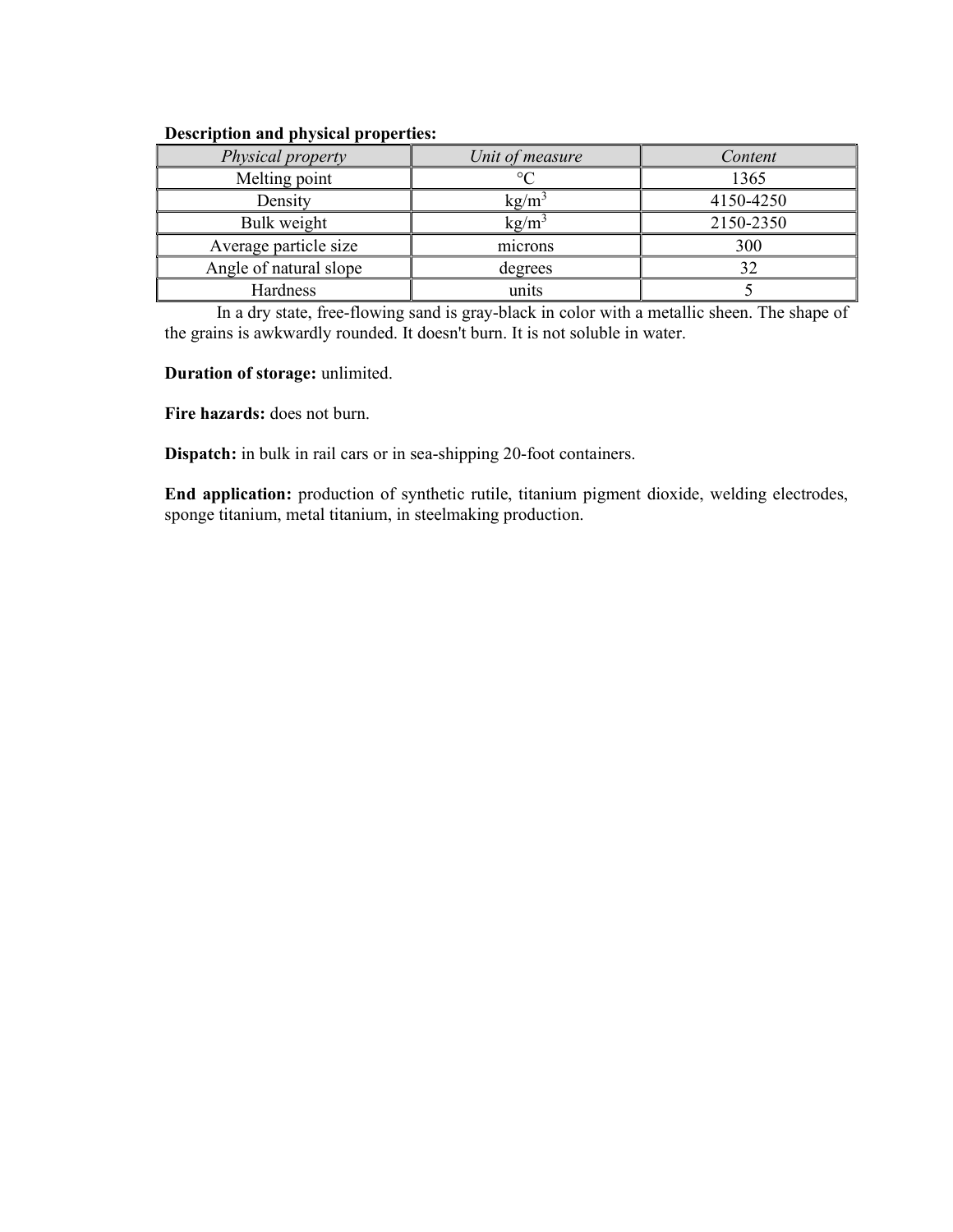**Description and physical properties:**

| *Physical property* | *Unit of measure* | *Content* |
|---|---|---|
| Melting point | °C | 1365 |
| Density | kg/m$^3$ | 4150-4250 |
| Bulk weight | kg/m$^3$ | 2150-2350 |
| Average particle size | microns | 300 |
| Angle of natural slope | degrees | 32 |
| Hardness | units | 5 |

In a dry state, free-flowing sand is gray-black in color with a metallic sheen. The shape of the grains is awkwardly rounded. It doesn't burn. It is not soluble in water.

**Duration of storage:** unlimited.

**Fire hazards:** does not burn.

**Dispatch:** in bulk in rail cars or in sea-shipping 20-foot containers.

**End application:** production of synthetic rutile, titanium pigment dioxide, welding electrodes, sponge titanium, metal titanium, in steelmaking production.